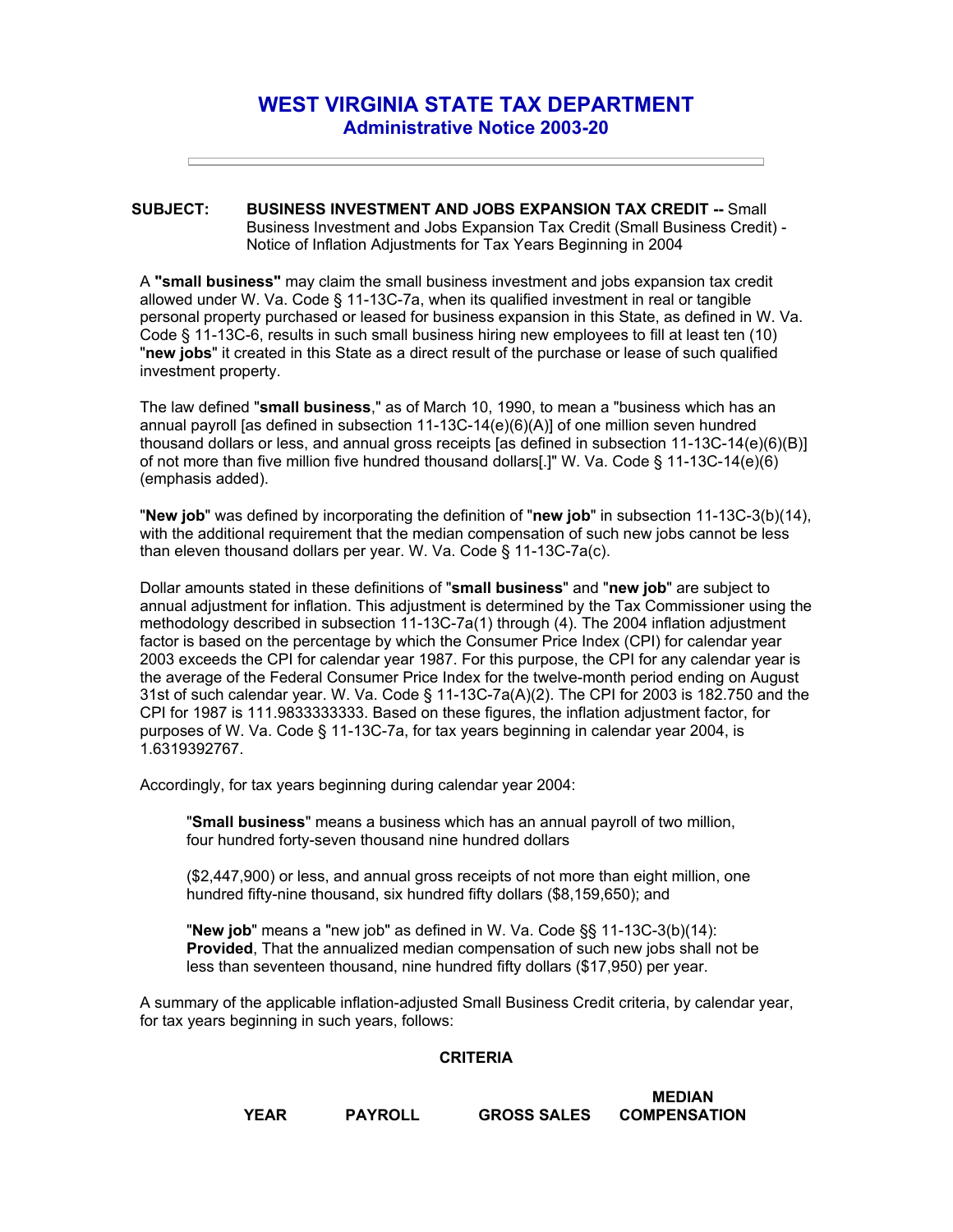# WEST VIRGINIA STATE TAX DEPARTMENT

## Administrative Notice 2003-20

**SUBJECT:** **BUSINESS INVESTMENT AND JOBS EXPANSION TAX CREDIT --** Small Business Investment and Jobs Expansion Tax Credit (Small Business Credit) - Notice of Inflation Adjustments for Tax Years Beginning in 2004

A **"small business"** may claim the small business investment and jobs expansion tax credit allowed under W. Va. Code § 11-13C-7a, when its qualified investment in real or tangible personal property purchased or leased for business expansion in this State, as defined in W. Va. Code § 11-13C-6, results in such small business hiring new employees to fill at least ten (10) "**new jobs**" it created in this State as a direct result of the purchase or lease of such qualified investment property.

The law defined "**small business**," as of March 10, 1990, to mean a "business which has an annual payroll [as defined in subsection 11-13C-14(e)(6)(A)] of one million seven hundred thousand dollars or less, and annual gross receipts [as defined in subsection 11-13C-14(e)(6)(B)] of not more than five million five hundred thousand dollars[.]" W. Va. Code § 11-13C-14(e)(6) (emphasis added).

"**New job**" was defined by incorporating the definition of "**new job**" in subsection 11-13C-3(b)(14), with the additional requirement that the median compensation of such new jobs cannot be less than eleven thousand dollars per year. W. Va. Code § 11-13C-7a(c).

Dollar amounts stated in these definitions of "**small business**" and "**new job**" are subject to annual adjustment for inflation. This adjustment is determined by the Tax Commissioner using the methodology described in subsection 11-13C-7a(1) through (4). The 2004 inflation adjustment factor is based on the percentage by which the Consumer Price Index (CPI) for calendar year 2003 exceeds the CPI for calendar year 1987. For this purpose, the CPI for any calendar year is the average of the Federal Consumer Price Index for the twelve-month period ending on August 31st of such calendar year. W. Va. Code § 11-13C-7a(A)(2). The CPI for 2003 is 182.750 and the CPI for 1987 is 111.9833333333. Based on these figures, the inflation adjustment factor, for purposes of W. Va. Code § 11-13C-7a, for tax years beginning in calendar year 2004, is 1.6319392767.

Accordingly, for tax years beginning during calendar year 2004:

> "**Small business**" means a business which has an annual payroll of two million, four hundred forty-seven thousand nine hundred dollars
>
> ($2,447,900) or less, and annual gross receipts of not more than eight million, one hundred fifty-nine thousand, six hundred fifty dollars ($8,159,650); and
>
> "**New job**" means a "new job" as defined in W. Va. Code §§ 11-13C-3(b)(14): **Provided**, That the annualized median compensation of such new jobs shall not be less than seventeen thousand, nine hundred fifty dollars ($17,950) per year.

A summary of the applicable inflation-adjusted Small Business Credit criteria, by calendar year, for tax years beginning in such years, follows:

**CRITERIA**

| YEAR | PAYROLL | GROSS SALES | MEDIAN COMPENSATION |
|---|---|---|---|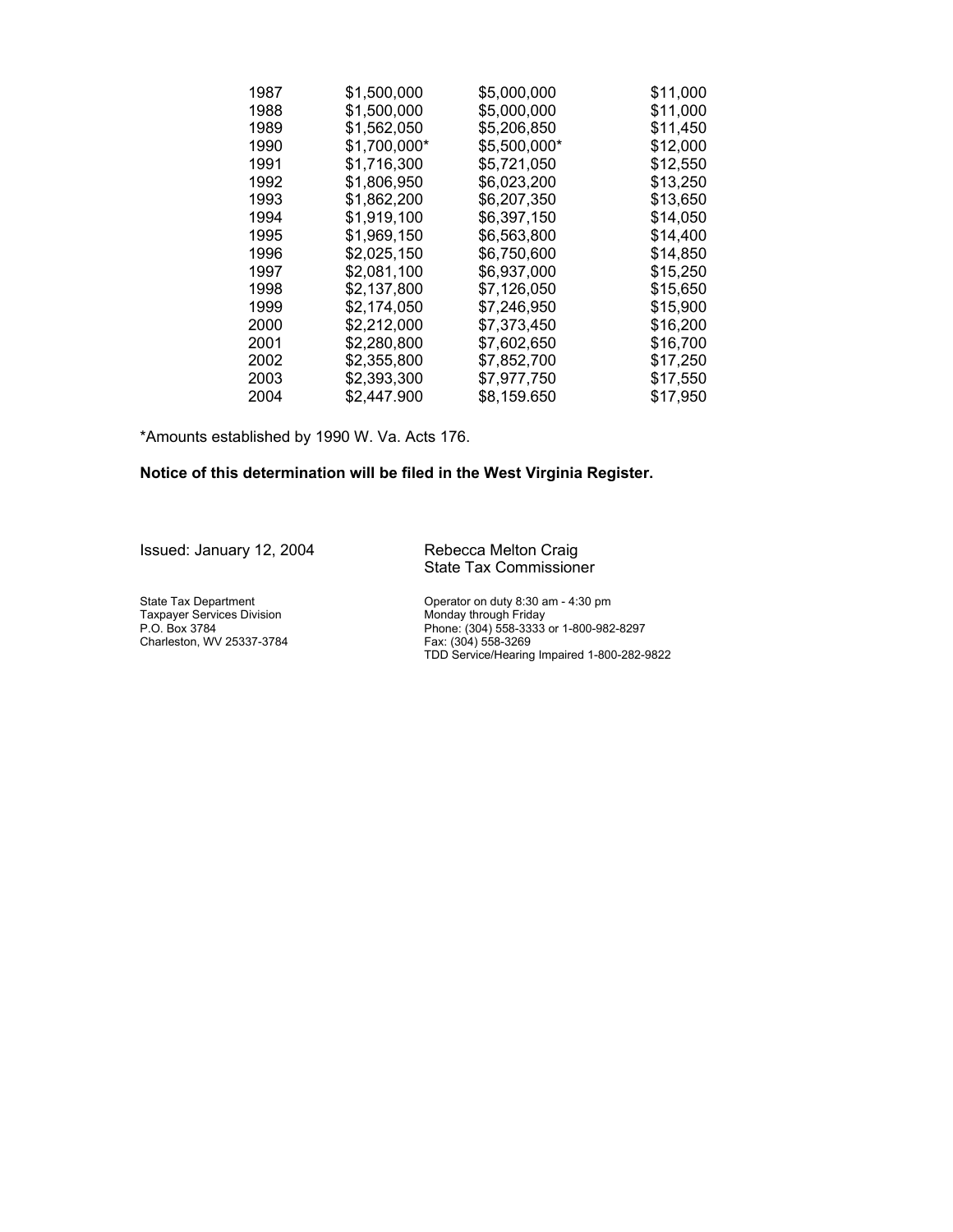| | | | |
|---|---|---|---|
| 1987 | $1,500,000 | $5,000,000 | $11,000 |
| 1988 | $1,500,000 | $5,000,000 | $11,000 |
| 1989 | $1,562,050 | $5,206,850 | $11,450 |
| 1990 | $1,700,000* | $5,500,000* | $12,000 |
| 1991 | $1,716,300 | $5,721,050 | $12,550 |
| 1992 | $1,806,950 | $6,023,200 | $13,250 |
| 1993 | $1,862,200 | $6,207,350 | $13,650 |
| 1994 | $1,919,100 | $6,397,150 | $14,050 |
| 1995 | $1,969,150 | $6,563,800 | $14,400 |
| 1996 | $2,025,150 | $6,750,600 | $14,850 |
| 1997 | $2,081,100 | $6,937,000 | $15,250 |
| 1998 | $2,137,800 | $7,126,050 | $15,650 |
| 1999 | $2,174,050 | $7,246,950 | $15,900 |
| 2000 | $2,212,000 | $7,373,450 | $16,200 |
| 2001 | $2,280,800 | $7,602,650 | $16,700 |
| 2002 | $2,355,800 | $7,852,700 | $17,250 |
| 2003 | $2,393,300 | $7,977,750 | $17,550 |
| 2004 | $2,447.900 | $8,159.650 | $17,950 |

*Amounts established by 1990 W. Va. Acts 176.

**Notice of this determination will be filed in the West Virginia Register.**

Issued: January 12, 2004

Rebecca Melton Craig
State Tax Commissioner

State Tax Department
Taxpayer Services Division
P.O. Box 3784
Charleston, WV 25337-3784

Operator on duty 8:30 am - 4:30 pm
Monday through Friday
Phone: (304) 558-3333 or 1-800-982-8297
Fax: (304) 558-3269
TDD Service/Hearing Impaired 1-800-282-9822